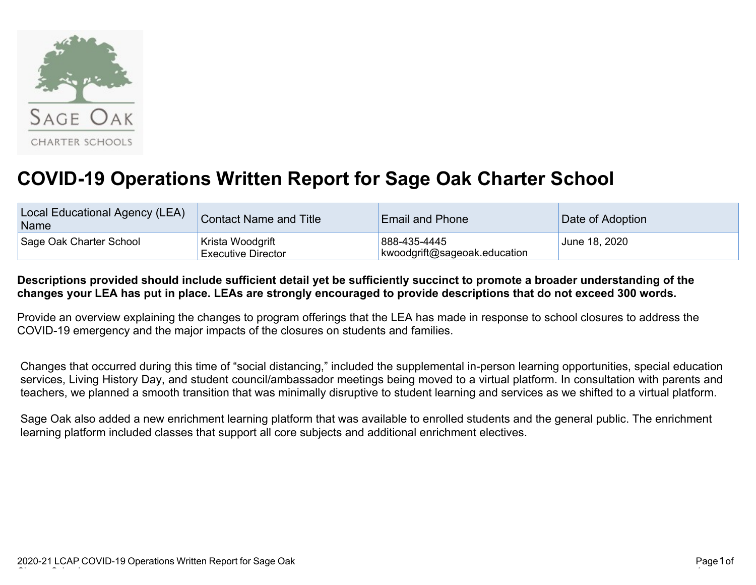# COVID-19 Operations Written Report for Sage Oak Charter School

| Local Educational Agency (LEA) Name | Contact Name and Title | Email and Phone | Date of Adoption |
|---|---|---|---|
| Sage Oak Charter School | Krista Woodgrift<br>Executive Director | 888-435-4445<br>kwoodgrift@sageoak.education | June 18, 2020 |

**Descriptions provided should include sufficient detail yet be sufficiently succinct to promote a broader understanding of the changes your LEA has put in place. LEAs are strongly encouraged to provide descriptions that do not exceed 300 words.**

Provide an overview explaining the changes to program offerings that the LEA has made in response to school closures to address the COVID-19 emergency and the major impacts of the closures on students and families.

Changes that occurred during this time of "social distancing," included the supplemental in-person learning opportunities, special education services, Living History Day, and student council/ambassador meetings being moved to a virtual platform. In consultation with parents and teachers, we planned a smooth transition that was minimally disruptive to student learning and services as we shifted to a virtual platform.

Sage Oak also added a new enrichment learning platform that was available to enrolled students and the general public. The enrichment learning platform included classes that support all core subjects and additional enrichment electives.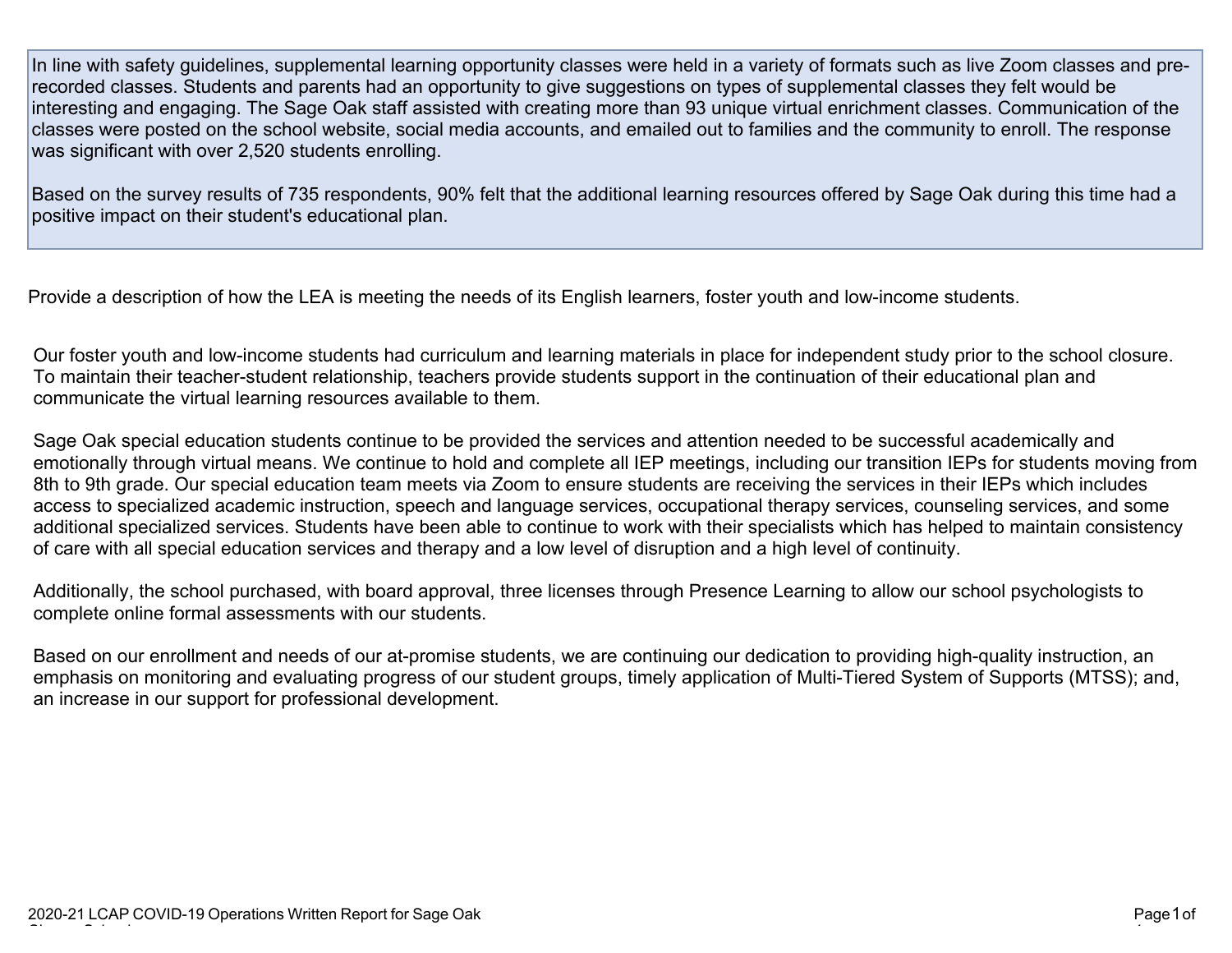In line with safety guidelines, supplemental learning opportunity classes were held in a variety of formats such as live Zoom classes and pre-recorded classes. Students and parents had an opportunity to give suggestions on types of supplemental classes they felt would be interesting and engaging. The Sage Oak staff assisted with creating more than 93 unique virtual enrichment classes. Communication of the classes were posted on the school website, social media accounts, and emailed out to families and the community to enroll. The response was significant with over 2,520 students enrolling.

Based on the survey results of 735 respondents, 90% felt that the additional learning resources offered by Sage Oak during this time had a positive impact on their student's educational plan.

Provide a description of how the LEA is meeting the needs of its English learners, foster youth and low-income students.

Our foster youth and low-income students had curriculum and learning materials in place for independent study prior to the school closure. To maintain their teacher-student relationship, teachers provide students support in the continuation of their educational plan and communicate the virtual learning resources available to them.

Sage Oak special education students continue to be provided the services and attention needed to be successful academically and emotionally through virtual means. We continue to hold and complete all IEP meetings, including our transition IEPs for students moving from 8th to 9th grade. Our special education team meets via Zoom to ensure students are receiving the services in their IEPs which includes access to specialized academic instruction, speech and language services, occupational therapy services, counseling services, and some additional specialized services. Students have been able to continue to work with their specialists which has helped to maintain consistency of care with all special education services and therapy and a low level of disruption and a high level of continuity.

Additionally, the school purchased, with board approval, three licenses through Presence Learning to allow our school psychologists to complete online formal assessments with our students.

Based on our enrollment and needs of our at-promise students, we are continuing our dedication to providing high-quality instruction, an emphasis on monitoring and evaluating progress of our student groups, timely application of Multi-Tiered System of Supports (MTSS); and, an increase in our support for professional development.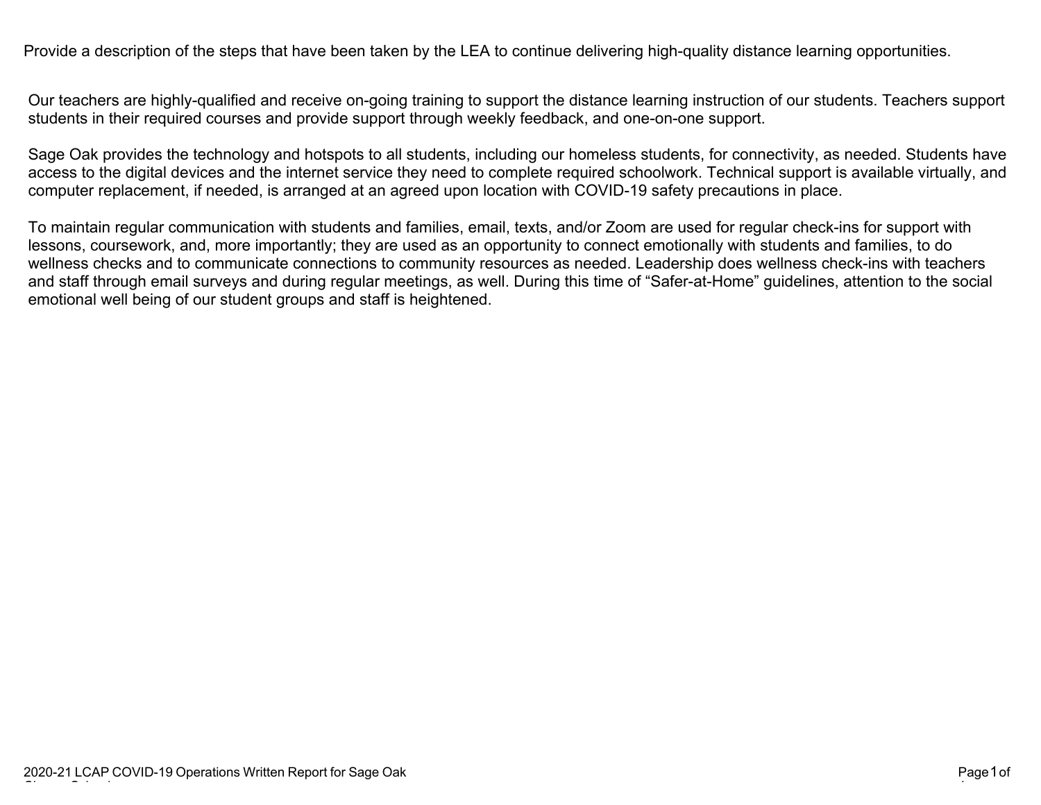Provide a description of the steps that have been taken by the LEA to continue delivering high-quality distance learning opportunities.

Our teachers are highly-qualified and receive on-going training to support the distance learning instruction of our students. Teachers support students in their required courses and provide support through weekly feedback, and one-on-one support.

Sage Oak provides the technology and hotspots to all students, including our homeless students, for connectivity, as needed. Students have access to the digital devices and the internet service they need to complete required schoolwork. Technical support is available virtually, and computer replacement, if needed, is arranged at an agreed upon location with COVID-19 safety precautions in place.

To maintain regular communication with students and families, email, texts, and/or Zoom are used for regular check-ins for support with lessons, coursework, and, more importantly; they are used as an opportunity to connect emotionally with students and families, to do wellness checks and to communicate connections to community resources as needed. Leadership does wellness check-ins with teachers and staff through email surveys and during regular meetings, as well. During this time of "Safer-at-Home" guidelines, attention to the social emotional well being of our student groups and staff is heightened.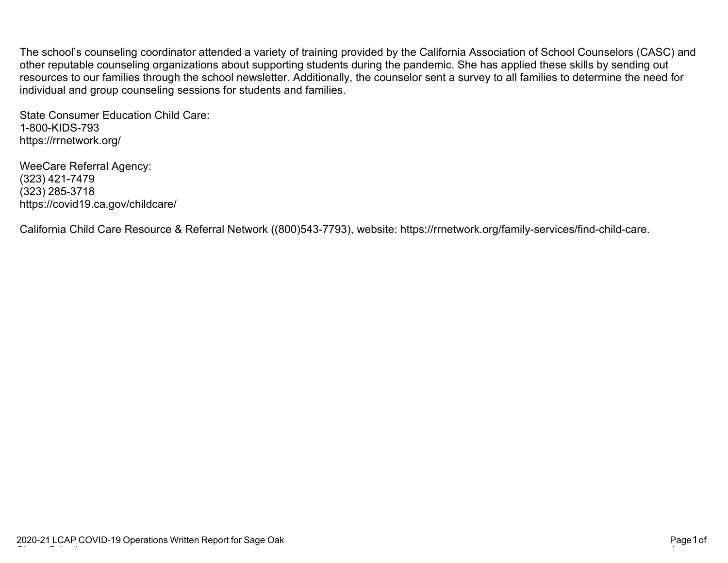The school’s counseling coordinator attended a variety of training provided by the California Association of School Counselors (CASC) and other reputable counseling organizations about supporting students during the pandemic. She has applied these skills by sending out resources to our families through the school newsletter. Additionally, the counselor sent a survey to all families to determine the need for individual and group counseling sessions for students and families.

State Consumer Education Child Care:
1-800-KIDS-793
https://rrnetwork.org/

WeeCare Referral Agency:
(323) 421-7479
(323) 285-3718
https://covid19.ca.gov/childcare/

California Child Care Resource & Referral Network ((800)543-7793), website: https://rrnetwork.org/family-services/find-child-care.